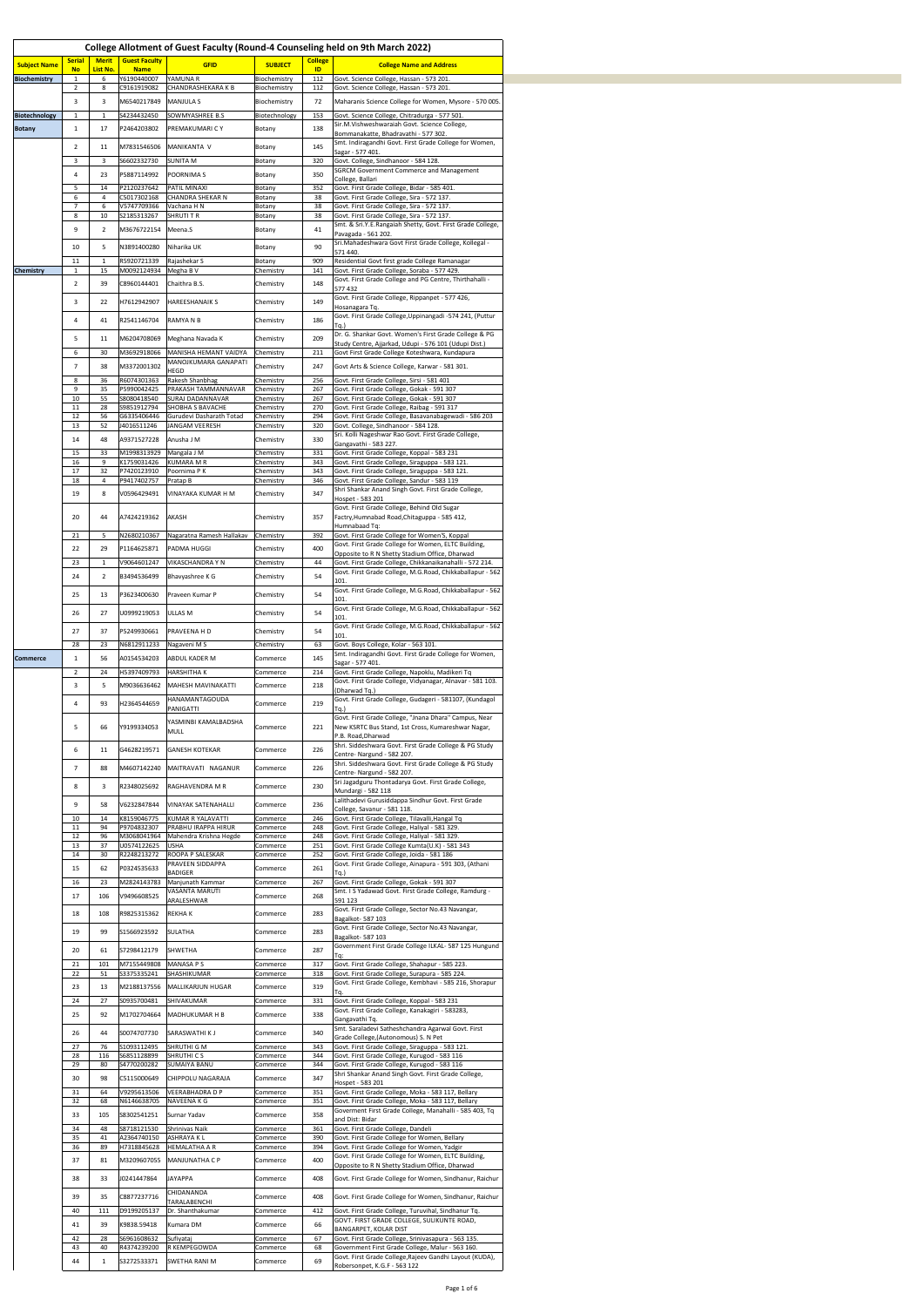# College Allotment of Guest Faculty (Round-4 Counseling held on 9th March 2022)

| Subject Name | Serial No | Merit List No. | Guest Faculty Name | GFID | SUBJECT | College ID | College Name and Address |
|---|---|---|---|---|---|---|---|
| Biochemistry | 1 | 6 | Y6190440007 | YAMUNA R | Biochemistry | 112 | Govt. Science College, Hassan - 573 201. |
| | 2 | 8 | C9161919082 | CHANDRASHEKARA K B | Biochemistry | 112 | Govt. Science College, Hassan - 573 201. |
| | 3 | 3 | M6540217849 | MANJULA S | Biochemistry | 72 | Maharanis Science College for Women, Mysore - 570 005. |
| Biotechnology | 1 | 1 | S4234432450 | SOWMYASHREE B.S | Biotechnology | 153 | Govt. Science College, Chitradurga - 577 501. |
| Botany | 1 | 17 | P2464203802 | PREMAKUMARI C Y | Botany | 138 | Sir.M.Vishweshwaraiah Govt. Science College, Bommanakatte, Bhadravathi - 577 302. |
| | 2 | 11 | M7831546506 | MANIKANTA V | Botany | 145 | Smt. Indiragandhi Govt. First Grade College for Women, Sagar - 577 401. |
| | 3 | 3 | S6602332730 | SUNITA M | Botany | 320 | Govt. College, Sindhanoor - 584 128. |
| | 4 | 23 | P5887114992 | POORNIMA S | Botany | 350 | SGRCM Government Commerce and Management College, Ballari |
| | 5 | 14 | P2120237642 | PATIL MINAXI | Botany | 352 | Govt. First Grade College, Bidar - 585 401. |
| | 6 | 4 | C5017302168 | CHANDRA SHEKAR N | Botany | 38 | Govt. First Grade College, Sira - 572 137. |
| | 7 | 6 | V5747709366 | Vachana H N | Botany | 38 | Govt. First Grade College, Sira - 572 137. |
| | 8 | 10 | S2185313267 | SHRUTI T R | Botany | 38 | Govt. First Grade College, Sira - 572 137. |
| | 9 | 2 | M3676722154 | Meena.S | Botany | 41 | Smt. & Sri.Y.E.Rangaiah Shetty, Govt. First Grade College, Pavagada - 561 202. |
| | 10 | 5 | N3891400280 | Niharika UK | Botany | 90 | Sri.Mahadeshwara Govt First Grade College, Kollegal - 571 440. |
| | 11 | 1 | R5920721339 | Rajashekar S | Botany | 909 | Residential Govt first grade College Ramanagar |
| Chemistry | 1 | 15 | M0092124934 | Megha B V | Chemistry | 141 | Govt. First Grade College, Soraba - 577 429. |
| | 2 | 39 | C8960144401 | Chaithra B.S. | Chemistry | 148 | Govt. First Grade College and PG Centre, Thirthahalli - 577 432 |
| | 3 | 22 | H7612942907 | HAREESHANAIK S | Chemistry | 149 | Govt. First Grade College, Rippanpet - 577 426, Hosanagara Tq. |
| | 4 | 41 | R2541146704 | RAMYA N B | Chemistry | 186 | Govt. First Grade College,Uppinangadi -574 241, (Puttur Tq.) |
| | 5 | 11 | M6204708069 | Meghana Navada K | Chemistry | 209 | Dr. G. Shankar Govt. Women's First Grade College & PG Study Centre, Ajjarkad, Udupi - 576 101 (Udupi Dist.) |
| | 6 | 30 | M3692918066 | MANISHA HEMANT VAIDYA | Chemistry | 211 | Govt First Grade College Koteshwara, Kundapura |
| | 7 | 38 | M3372001302 | MANOJKUMARA GANAPATI HEGD | Chemistry | 247 | Govt Arts & Science College, Karwar - 581 301. |
| | 8 | 36 | R6074301363 | Rakesh Shanbhag | Chemistry | 256 | Govt. First Grade College, Sirsi - 581 401 |
| | 9 | 35 | P5990042425 | PRAKASH TAMMANNAVAR | Chemistry | 267 | Govt. First Grade College, Gokak - 591 307 |
| | 10 | 55 | S8080418540 | SURAJ DADANNAVAR | Chemistry | 267 | Govt. First Grade College, Gokak - 591 307 |
| | 11 | 28 | S9851912794 | SHOBHA S BAVACHE | Chemistry | 270 | Govt. First Grade College, Raibag - 591 317 |
| | 12 | 56 | G6335406446 | Gurudevi Dasharath Totad | Chemistry | 294 | Govt. First Grade College, Basavanabagewadi - 586 203 |
| | 13 | 52 | J4016511246 | JANGAM VEERESH | Chemistry | 320 | Govt. College, Sindhanoor - 584 128. |
| | 14 | 48 | A9371527228 | Anusha J M | Chemistry | 330 | Sri. Kolli Nageshwar Rao Govt. First Grade College, Gangavathi - 583 227. |
| | 15 | 33 | M1998313929 | Mangala J M | Chemistry | 331 | Govt. First Grade College, Koppal - 583 231 |
| | 16 | 9 | K1759031426 | KUMARA M R | Chemistry | 343 | Govt. First Grade College, Siraguppa - 583 121. |
| | 17 | 32 | P7420123910 | Poornima P K | Chemistry | 343 | Govt. First Grade College, Siraguppa - 583 121. |
| | 18 | 4 | P9417402757 | Pratap B | Chemistry | 346 | Govt. First Grade College, Sandur - 583 119 |
| | 19 | 8 | V0596429491 | VINAYAKA KUMAR H M | Chemistry | 347 | Shri Shankar Anand Singh Govt. First Grade College, Hospet - 583 201 |
| | 20 | 44 | A7424219362 | AKASH | Chemistry | 357 | Govt. First Grade College, Behind Old Sugar Factry,Humnabad Road,Chitaguppa - 585 412, Humnabaad Tq: |
| | 21 | 5 | N2680210367 | Nagaratna Ramesh Hallakav | Chemistry | 392 | Govt. First Grade College for Women'S, Koppal |
| | 22 | 29 | P1164625871 | PADMA HUGGI | Chemistry | 400 | Govt. First Grade College for Women, ELTC Building, Opposite to R N Shetty Stadium Office, Dharwad |
| | 23 | 1 | V9064601247 | VIKASCHANDRA Y N | Chemistry | 44 | Govt. First Grade College, Chikkanaikanahalli - 572 214. |
| | 24 | 2 | B3494536499 | Bhavyashree K G | Chemistry | 54 | Govt. First Grade College, M.G.Road, Chikkaballapur - 562 101. |
| | 25 | 13 | P3623400630 | Praveen Kumar P | Chemistry | 54 | Govt. First Grade College, M.G.Road, Chikkaballapur - 562 101. |
| | 26 | 27 | U0999219053 | ULLAS M | Chemistry | 54 | Govt. First Grade College, M.G.Road, Chikkaballapur - 562 101. |
| | 27 | 37 | P5249930661 | PRAVEENA H D | Chemistry | 54 | Govt. First Grade College, M.G.Road, Chikkaballapur - 562 101. |
| | 28 | 23 | N6812911233 | Nagaveni M S | Chemistry | 63 | Govt. Boys College, Kolar - 563 101. |
| Commerce | 1 | 56 | A0154534203 | ABDUL KADER M | Commerce | 145 | Smt. Indiragandhi Govt. First Grade College for Women, Sagar - 577 401. |
| | 2 | 24 | H5397409793 | HARSHITHA K | Commerce | 214 | Govt. First Grade College, Napoklu, Madikeri Tq |
| | 3 | 5 | M9036636462 | MAHESH MAVINAKATTI | Commerce | 218 | Govt. First Grade College, Vidyanagar, Alnavar - 581 103. (Dharwad Tq.) |
| | 4 | 93 | H2364544659 | HANAMANTAGOUDA PANIGATTI | Commerce | 219 | Govt. First Grade College, Gudageri - 581107, (Kundagol Tq.) |
| | 5 | 66 | Y9199334053 | YASMINBI KAMALBADSHA MULL | Commerce | 221 | Govt. First Grade College, "Jnana Dhara" Campus, Near New KSRTC Bus Stand, 1st Cross, Kumareshwar Nagar, P.B. Road,Dharwad |
| | 6 | 11 | G4628219571 | GANESH KOTEKAR | Commerce | 226 | Shri. Siddeshwara Govt. First Grade College & PG Study Centre- Nargund - 582 207. |
| | 7 | 88 | M4607142240 | MAITRAVATI NAGANUR | Commerce | 226 | Shri. Siddeshwara Govt. First Grade College & PG Study Centre- Nargund - 582 207. |
| | 8 | 3 | R2348025692 | RAGHAVENDRA M R | Commerce | 230 | Sri Jagadguru Thontadarya Govt. First Grade College, Mundargi - 582 118 |
| | 9 | 58 | V6232847844 | VINAYAK SATENAHALLI | Commerce | 236 | Lalithadevi Gurusiddappa Sindhur Govt. First Grade College, Savanur - 581 118. |
| | 10 | 14 | K8159046775 | KUMAR R YALAVATTI | Commerce | 246 | Govt. First Grade College, Tilavalli,Hangal Tq |
| | 11 | 94 | P9704832307 | PRABHU IRAPPA HIRUR | Commerce | 248 | Govt. First Grade College, Haliyal - 581 329. |
| | 12 | 96 | M3068041964 | Mahendra Krishna Hegde | Commerce | 248 | Govt. First Grade College, Haliyal - 581 329. |
| | 13 | 37 | U0574122625 | USHA | Commerce | 251 | Govt. First Grade College Kumta(U.K) - 581 343 |
| | 14 | 30 | R2248213272 | ROOPA P SALESKAR | Commerce | 252 | Govt. First Grade College, Joida - 581 186 |
| | 15 | 62 | P0324535633 | PRAVEEN SIDDAPPA BADIGER | Commerce | 261 | Govt. First Grade College, Ainapura - 591 303, (Athani Tq.) |
| | 16 | 23 | M2824143783 | Manjunath Kammar | Commerce | 267 | Govt. First Grade College, Gokak - 591 307 |
| | 17 | 106 | V9496608525 | VASANTA MARUTI ARALESHWAR | Commerce | 268 | Smt. I S Yadawad Govt. First Grade College, Ramdurg - 591 123 |
| | 18 | 108 | R9825315362 | REKHA K | Commerce | 283 | Govt. First Grade College, Sector No.43 Navangar, Bagalkot- 587 103 |
| | 19 | 99 | S1566923592 | SULATHA | Commerce | 283 | Govt. First Grade College, Sector No.43 Navangar, Bagalkot- 587 103 |
| | 20 | 61 | S7298412179 | SHWETHA | Commerce | 287 | Government First Grade College ILKAL- 587 125 Hungund Tq: |
| | 21 | 101 | M7155449808 | MANASA P S | Commerce | 317 | Govt. First Grade College, Shahapur - 585 223. |
| | 22 | 51 | S3375335241 | SHASHIKUMAR | Commerce | 318 | Govt. First Grade College, Surapura - 585 224. |
| | 23 | 13 | M2188137556 | MALLIKARJUN HUGAR | Commerce | 319 | Govt. First Grade College, Kembhavi - 585 216, Shorapur Tq. |
| | 24 | 27 | S0935700481 | SHIVAKUMAR | Commerce | 331 | Govt. First Grade College, Koppal - 583 231 |
| | 25 | 92 | M1702704664 | MADHUKUMAR H B | Commerce | 338 | Govt. First Grade College, Kanakagiri - 583283, Gangavathi Tq. |
| | 26 | 44 | S0074707730 | SARASWATHI K J | Commerce | 340 | Smt. Saraladevi Satheshchandra Agarwal Govt. First Grade College,(Autonomous) S. N Pet |
| | 27 | 76 | S1093112495 | SHRUTHI G M | Commerce | 343 | Govt. First Grade College, Siraguppa - 583 121. |
| | 28 | 116 | S6851128899 | SHRUTHI C S | Commerce | 344 | Govt. First Grade College, Kurugod - 583 116 |
| | 29 | 80 | S4770200282 | SUMAIYA BANU | Commerce | 344 | Govt. First Grade College, Kurugod - 583 116 |
| | 30 | 98 | C5115000649 | CHIPPOLU NAGARAJA | Commerce | 347 | Shri Shankar Anand Singh Govt. First Grade College, Hospet - 583 201 |
| | 31 | 64 | V9295613506 | VEERABHADRA D P | Commerce | 351 | Govt. First Grade College, Moka - 583 117, Bellary |
| | 32 | 68 | N6146638705 | NAVEENA K G | Commerce | 351 | Govt. First Grade College, Moka - 583 117, Bellary |
| | 33 | 105 | S8302541251 | Surnar Yadav | Commerce | 358 | Goverment First Grade College, Manahalli - 585 403, Tq and Dist: Bidar |
| | 34 | 48 | S8718121530 | Shrinivas Naik | Commerce | 361 | Govt. First Grade College, Dandeli |
| | 35 | 41 | A2364740150 | ASHRAYA K L | Commerce | 390 | Govt. First Grade College for Women, Bellary |
| | 36 | 89 | H7318845628 | HEMALATHA A R | Commerce | 394 | Govt. First Grade College for Women, Yadgir |
| | 37 | 81 | M3209607055 | MANJUNATHA C P | Commerce | 400 | Govt. First Grade College for Women, ELTC Building, Opposite to R N Shetty Stadium Office, Dharwad |
| | 38 | 33 | J0241447864 | JAYAPPA | Commerce | 408 | Govt. First Grade College for Women, Sindhanur, Raichur |
| | 39 | 35 | C8877237716 | CHIDANANDA TARALABENCHI | Commerce | 408 | Govt. First Grade College for Women, Sindhanur, Raichur |
| | 40 | 111 | D9199205137 | Dr. Shanthakumar | Commerce | 412 | Govt. First Grade College, Turuvihal, Sindhanur Tq. |
| | 41 | 39 | K9838.59418 | Kumara DM | Commerce | 66 | GOVT. FIRST GRADE COLLEGE, SULIKUNTE ROAD, BANGARPET, KOLAR DIST |
| | 42 | 28 | S6961608632 | Sufiyataj | Commerce | 67 | Govt. First Grade College, Srinivasapura - 563 135. |
| | 43 | 40 | R4374239200 | R KEMPEGOWDA | Commerce | 68 | Government First Grade College, Malur - 563 160. |
| | 44 | 1 | S3272533371 | SWETHA RANI M | Commerce | 69 | Govt. First Grade College,Rajeev Gandhi Layout (KUDA), Robersonpet, K.G.F - 563 122 |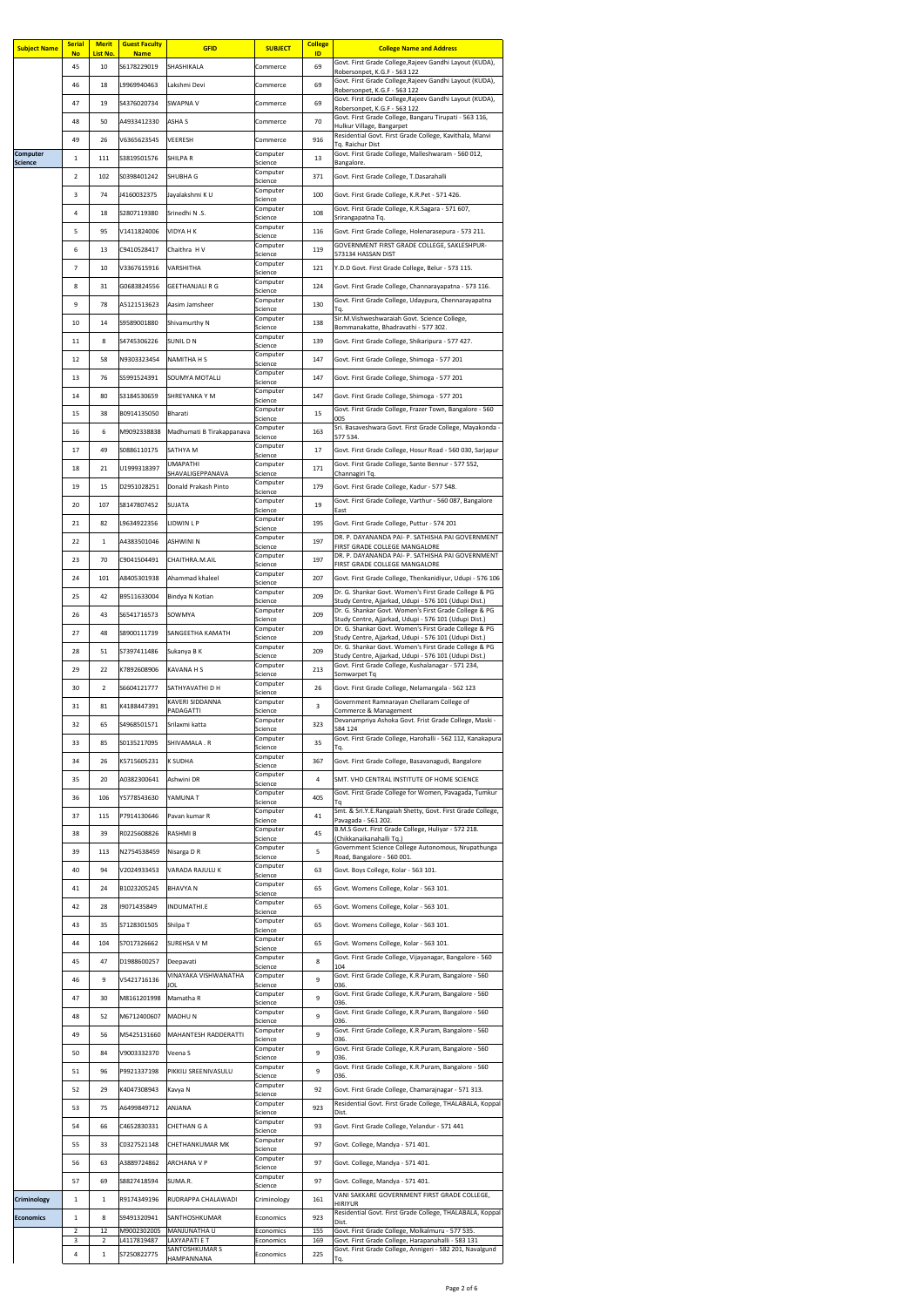| Subject Name | Serial No | Merit List No. | Guest Faculty Name | GFID | SUBJECT | College ID | College Name and Address |
|---|---|---|---|---|---|---|---|
| | 45 | 10 | S6178229019 | SHASHIKALA | Commerce | 69 | Govt. First Grade College,Rajeev Gandhi Layout (KUDA), Robersonpet, K.G.F - 563 122 |
| | 46 | 18 | L9969940463 | Lakshmi Devi | Commerce | 69 | Govt. First Grade College,Rajeev Gandhi Layout (KUDA), Robersonpet, K.G.F - 563 122 |
| | 47 | 19 | S4376020734 | SWAPNA V | Commerce | 69 | Govt. First Grade College,Rajeev Gandhi Layout (KUDA), Robersonpet, K.G.F - 563 122 |
| | 48 | 50 | A4933412330 | ASHA S | Commerce | 70 | Govt. First Grade College, Bangaru Tirupati - 563 116, Hulkur Village, Bangarpet |
| | 49 | 26 | V6365623545 | VEERESH | Commerce | 916 | Residential Govt. First Grade College, Kavithala, Manvi Tq. Raichur Dist |
| Computer Science | 1 | 111 | S3819501576 | SHILPA R | Computer Science | 13 | Govt. First Grade College, Malleshwaram - 560 012, Bangalore. |
| | 2 | 102 | S0398401242 | SHUBHA G | Computer Science | 371 | Govt. First Grade College, T.Dasarahalli |
| | 3 | 74 | J4160032375 | Jayalakshmi K U | Computer Science | 100 | Govt. First Grade College, K.R.Pet - 571 426. |
| | 4 | 18 | S2807119380 | Srinedhi N .S. | Computer Science | 108 | Govt. First Grade College, K.R.Sagara - 571 607, Srirangapatna Tq. |
| | 5 | 95 | V1411824006 | VIDYA H K | Computer Science | 116 | Govt. First Grade College, Holenarasepura - 573 211. |
| | 6 | 13 | C9410528417 | Chaithra H V | Computer Science | 119 | GOVERNMENT FIRST GRADE COLLEGE, SAKLESHPUR-573134 HASSAN DIST |
| | 7 | 10 | V3367615916 | VARSHITHA | Computer Science | 121 | Y.D.D Govt. First Grade College, Belur - 573 115. |
| | 8 | 31 | G0683824556 | GEETHANJALI R G | Computer Science | 124 | Govt. First Grade College, Channarayapatna - 573 116. |
| | 9 | 78 | A5121513623 | Aasim Jamsheer | Computer Science | 130 | Govt. First Grade College, Udaypura, Chennarayapatna Tq. |
| | 10 | 14 | S9589001880 | Shivamurthy N | Computer Science | 138 | Sir.M.Vishweshwaraiah Govt. Science College, Bommanakatte, Bhadravathi - 577 302. |
| | 11 | 8 | S4745306226 | SUNIL D N | Computer Science | 139 | Govt. First Grade College, Shikaripura - 577 427. |
| | 12 | 58 | N9303323454 | NAMITHA H S | Computer Science | 147 | Govt. First Grade College, Shimoga - 577 201 |
| | 13 | 76 | S5991524391 | SOUMYA MOTALLI | Computer Science | 147 | Govt. First Grade College, Shimoga - 577 201 |
| | 14 | 80 | S3184530659 | SHREYANKA Y M | Computer Science | 147 | Govt. First Grade College, Shimoga - 577 201 |
| | 15 | 38 | B0914135050 | Bharati | Computer Science | 15 | Govt. First Grade College, Frazer Town, Bangalore - 560 005 |
| | 16 | 6 | M9092338838 | Madhumati B Tirakappanava | Computer Science | 163 | Sri. Basaveshwara Govt. First Grade College, Mayakonda - 577 534. |
| | 17 | 49 | S0886110175 | SATHYA M | Computer Science | 17 | Govt. First Grade College, Hosur Road - 560 030, Sarjapur |
| | 18 | 21 | U1999318397 | UMAPATHI SHAVALIGEPPANAVA | Computer Science | 171 | Govt. First Grade College, Sante Bennur - 577 552, Channagiri Tq. |
| | 19 | 15 | D2951028251 | Donald Prakash Pinto | Computer Science | 179 | Govt. First Grade College, Kadur - 577 548. |
| | 20 | 107 | S8147807452 | SUJATA | Computer Science | 19 | Govt. First Grade College, Varthur - 560 087, Bangalore East |
| | 21 | 82 | L9634922356 | LIDWIN L P | Computer Science | 195 | Govt. First Grade College, Puttur - 574 201 |
| | 22 | 1 | A4383501046 | ASHWINI N | Computer Science | 197 | DR. P. DAYANANDA PAI- P. SATHISHA PAI GOVERNMENT FIRST GRADE COLLEGE MANGALORE |
| | 23 | 70 | C9041504491 | CHAITHRA.M.AIL | Computer Science | 197 | DR. P. DAYANANDA PAI- P. SATHISHA PAI GOVERNMENT FIRST GRADE COLLEGE MANGALORE |
| | 24 | 101 | A8405301938 | Ahammad khaleel | Computer Science | 207 | Govt. First Grade College, Thenkanidiyur, Udupi - 576 106 |
| | 25 | 42 | B9511633004 | Bindya N Kotian | Computer Science | 209 | Dr. G. Shankar Govt. Women's First Grade College & PG Study Centre, Ajjarkad, Udupi - 576 101 (Udupi Dist.) |
| | 26 | 43 | S6541716573 | SOWMYA | Computer Science | 209 | Dr. G. Shankar Govt. Women's First Grade College & PG Study Centre, Ajjarkad, Udupi - 576 101 (Udupi Dist.) |
| | 27 | 48 | S8900111739 | SANGEETHA KAMATH | Computer Science | 209 | Dr. G. Shankar Govt. Women's First Grade College & PG Study Centre, Ajjarkad, Udupi - 576 101 (Udupi Dist.) |
| | 28 | 51 | S7397411486 | Sukanya B K | Computer Science | 209 | Dr. G. Shankar Govt. Women's First Grade College & PG Study Centre, Ajjarkad, Udupi - 576 101 (Udupi Dist.) |
| | 29 | 22 | K7892608906 | KAVANA H S | Computer Science | 213 | Govt. First Grade College, Kushalanagar - 571 234, Somwarpet Tq |
| | 30 | 2 | S6604121777 | SATHYAVATHI D H | Computer Science | 26 | Govt. First Grade College, Nelamangala - 562 123 |
| | 31 | 81 | K4188447391 | KAVERI SIDDANNA PADAGATTI | Computer Science | 3 | Government Ramnarayan Chellaram College of Commerce & Management |
| | 32 | 65 | S4968501571 | Srilaxmi katta | Computer Science | 323 | Devanampriya Ashoka Govt. Frist Grade College, Maski - 584 124 |
| | 33 | 85 | S0135217095 | SHIVAMALA . R | Computer Science | 35 | Govt. First Grade College, Harohalli - 562 112, Kanakapura Tq. |
| | 34 | 26 | K5715605231 | K SUDHA | Computer Science | 367 | Govt. First Grade College, Basavanagudi, Bangalore |
| | 35 | 20 | A0382300641 | Ashwini DR | Computer Science | 4 | SMT. VHD CENTRAL INSTITUTE OF HOME SCIENCE |
| | 36 | 106 | Y5778543630 | YAMUNA T | Computer Science | 405 | Govt. First Grade College for Women, Pavagada, Tumkur Tq |
| | 37 | 115 | P7914130646 | Pavan kumar R | Computer Science | 41 | Smt. & Sri.Y.E.Rangaiah Shetty, Govt. First Grade College, Pavagada - 561 202. |
| | 38 | 39 | R0225608826 | RASHMI B | Computer Science | 45 | B.M.S Govt. First Grade College, Huliyar - 572 218. (Chikkanaikanahalli Tq.) |
| | 39 | 113 | N2754538459 | Nisarga D R | Computer Science | 5 | Government Science College Autonomous, Nrupathunga Road, Bangalore - 560 001. |
| | 40 | 94 | V2024933453 | VARADA RAJULU K | Computer Science | 63 | Govt. Boys College, Kolar - 563 101. |
| | 41 | 24 | B1023205245 | BHAVYA N | Computer Science | 65 | Govt. Womens College, Kolar - 563 101. |
| | 42 | 28 | I9071435849 | INDUMATHI.E | Computer Science | 65 | Govt. Womens College, Kolar - 563 101. |
| | 43 | 35 | S7128301505 | Shilpa T | Computer Science | 65 | Govt. Womens College, Kolar - 563 101. |
| | 44 | 104 | S7017326662 | SUREHSA V M | Computer Science | 65 | Govt. Womens College, Kolar - 563 101. |
| | 45 | 47 | D1988600257 | Deepavati | Computer Science | 8 | Govt. First Grade College, Vijayanagar, Bangalore - 560 104 |
| | 46 | 9 | V5421716136 | VINAYAKA VISHWANATHA JOL | Computer Science | 9 | Govt. First Grade College, K.R.Puram, Bangalore - 560 036. |
| | 47 | 30 | M8161201998 | Mamatha R | Computer Science | 9 | Govt. First Grade College, K.R.Puram, Bangalore - 560 036. |
| | 48 | 52 | M6712400607 | MADHU N | Computer Science | 9 | Govt. First Grade College, K.R.Puram, Bangalore - 560 036. |
| | 49 | 56 | M5425131660 | MAHANTESH RADDERATTI | Computer Science | 9 | Govt. First Grade College, K.R.Puram, Bangalore - 560 036. |
| | 50 | 84 | V9003332370 | Veena S | Computer Science | 9 | Govt. First Grade College, K.R.Puram, Bangalore - 560 036. |
| | 51 | 96 | P9921337198 | PIKKILI SREENIVASULU | Computer Science | 9 | Govt. First Grade College, K.R.Puram, Bangalore - 560 036. |
| | 52 | 29 | K4047308943 | Kavya N | Computer Science | 92 | Govt. First Grade College, Chamarajnagar - 571 313. |
| | 53 | 75 | A6499849712 | ANJANA | Computer Science | 923 | Residential Govt. First Grade College, THALABALA, Koppal Dist. |
| | 54 | 66 | C4652830331 | CHETHAN G A | Computer Science | 93 | Govt. First Grade College, Yelandur - 571 441 |
| | 55 | 33 | C0327521148 | CHETHANKUMAR MK | Computer Science | 97 | Govt. College, Mandya - 571 401. |
| | 56 | 63 | A3889724862 | ARCHANA V P | Computer Science | 97 | Govt. College, Mandya - 571 401. |
| | 57 | 69 | S8827418594 | SUMA.R. | Computer Science | 97 | Govt. College, Mandya - 571 401. |
| Criminology | 1 | 1 | R9174349196 | RUDRAPPA CHALAWADI | Criminology | 161 | VANI SAKKARE GOVERNMENT FIRST GRADE COLLEGE, HIRIYUR |
| Economics | 1 | 8 | S9491320941 | SANTHOSHKUMAR | Economics | 923 | Residential Govt. First Grade College, THALABALA, Koppal Dist. |
| | 2 | 12 | M9002302005 | MANJUNATHA U | Economics | 155 | Govt. First Grade College, Molkalmuru - 577 535. |
| | 3 | 2 | L4117819487 | LAXYAPATI E T | Economics | 169 | Govt. First Grade College, Harapanahalli - 583 131 |
| | 4 | 1 | S7250822775 | SANTOSHKUMAR S HAMPANNANA | Economics | 225 | Govt. First Grade College, Annigeri - 582 201, Navalgund Tq. |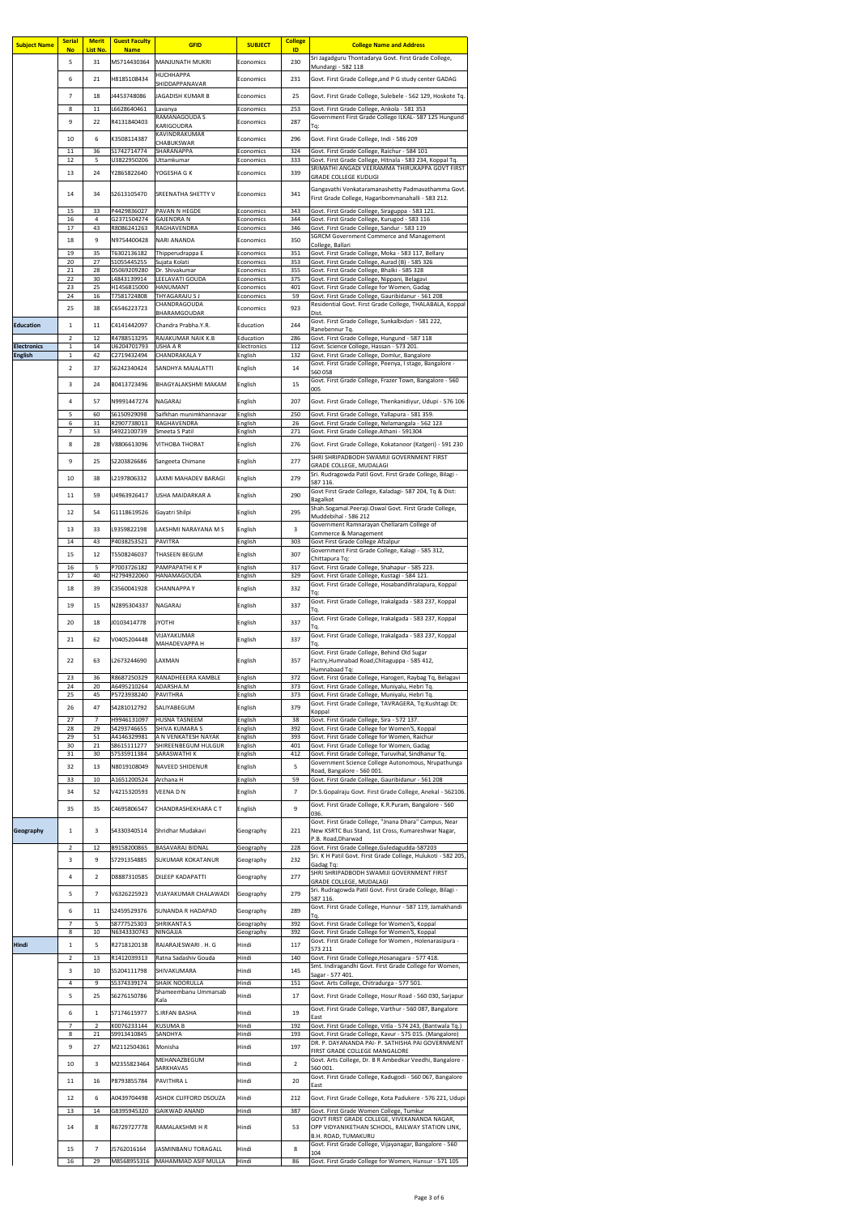| Subject Name | Serial No | Merit List No. | Guest Faculty Name | GFID | SUBJECT | College ID | College Name and Address |
|---|---|---|---|---|---|---|---|
| | 5 | 31 | M5714430364 | MANJUNATH MUKRI | Economics | 230 | Sri Jagadguru Thontadarya Govt. First Grade College, Mundargi - 582 118 |
| | 6 | 21 | H8185108434 | HUCHHAPPA SHIDDAPPANAVAR | Economics | 231 | Govt. First Grade College,and P G study center GADAG |
| | 7 | 18 | J4453748086 | JAGADISH KUMAR B | Economics | 25 | Govt. First Grade College, Sulebele - 562 129, Hoskote Tq. |
| | 8 | 11 | L6628640461 | Lavanya | Economics | 253 | Govt. First Grade College, Ankola - 581 353 |
| | 9 | 22 | R4131840403 | RAMANAGOUDA S KARIGOUDRA | Economics | 287 | Government First Grade College ILKAL- 587 125 Hungund Tq: |
| | 10 | 6 | K3508114387 | KAVINDRAKUMAR CHABUKSWAR | Economics | 296 | Govt. First Grade College, Indi - 586 209 |
| | 11 | 36 | S1742714774 | SHARANAPPA | Economics | 324 | Govt. First Grade College, Raichur - 584 101 |
| | 12 | 5 | U3822950206 | Uttamkumar | Economics | 333 | Govt. First Grade College, Hitnala - 583 234, Koppal Tq. |
| | 13 | 24 | Y2865822640 | YOGESHA G K | Economics | 339 | SRIMATHI ANGADI VEERAMMA THIRUKAPPA GOVT FIRST GRADE COLLEGE KUDLIGI |
| | 14 | 34 | S2613105470 | SREENATHA SHETTY V | Economics | 341 | Gangavathi Venkataramanashetty Padmavathamma Govt. First Grade College, Hagaribommanahalli - 583 212. |
| | 15 | 33 | P4429836027 | PAVAN N HEGDE | Economics | 343 | Govt. First Grade College, Siraguppa - 583 121. |
| | 16 | 4 | G2371504274 | GAJENDRA N | Economics | 344 | Govt. First Grade College, Kurugod - 583 116 |
| | 17 | 43 | R8086241263 | RAGHAVENDRA | Economics | 346 | Govt. First Grade College, Sandur - 583 119 |
| | 18 | 9 | N9754400428 | NARI ANANDA | Economics | 350 | SGRCM Government Commerce and Management College, Ballari |
| | 19 | 35 | T6302136182 | Thipperudrappa E | Economics | 351 | Govt. First Grade College, Moka - 583 117, Bellary |
| | 20 | 27 | S1055445255 | Sujata Kolati | Economics | 353 | Govt. First Grade College, Aurad (B) - 585 326 |
| | 21 | 28 | D5069209280 | Dr. Shivakumar | Economics | 355 | Govt. First Grade College, Bhalki - 585 328 |
| | 22 | 30 | L4843139914 | LEELAVATI GOUDA | Economics | 375 | Govt. First Grade College, Nippani, Belagavi |
| | 23 | 25 | H1456815000 | HANUMANT | Economics | 401 | Govt. First Grade College for Women, Gadag |
| | 24 | 16 | T7581724808 | THYAGARAJU S J | Economics | 59 | Govt. First Grade College, Gauribidanur - 561 208 |
| | 25 | 38 | C6546223723 | CHANDRAGOUDA BHARAMGOUDAR | Economics | 923 | Residential Govt. First Grade College, THALABALA, Koppal Dist. |
| Education | 1 | 11 | C4141442097 | Chandra Prabha.Y.R. | Education | 244 | Govt. First Grade College, Sunkalbidari - 581 222, Ranebennur Tq. |
| | 2 | 12 | R4788513295 | RAJAKUMAR NAIK K.B | Education | 286 | Govt. First Grade College, Hungund - 587 118 |
| Electronics | 1 | 14 | U6204701793 | USHA A R | Electronics | 112 | Govt. Science College, Hassan - 573 201. |
| English | 1 | 42 | C2719432494 | CHANDRAKALA Y | English | 132 | Govt. First Grade College, Domlur, Bangalore |
| | 2 | 37 | S6242340424 | SANDHYA MAJALATTI | English | 14 | Govt. First Grade College, Peenya, I stage, Bangalore - 560 058 |
| | 3 | 24 | B0413723496 | BHAGYALAKSHMI MAKAM | English | 15 | Govt. First Grade College, Frazer Town, Bangalore - 560 005 |
| | 4 | 57 | N9991447274 | NAGARAJ | English | 207 | Govt. First Grade College, Thenkanidiyur, Udupi - 576 106 |
| | 5 | 60 | S6150929098 | Saifkhan munimkhannavar | English | 250 | Govt. First Grade College, Yallapura - 581 359. |
| | 6 | 31 | R2907738013 | RAGHAVENDRA | English | 26 | Govt. First Grade College, Nelamangala - 562 123 |
| | 7 | 53 | S4922100739 | Smeeta S Patil | English | 271 | Govt. First Grade College.Athani - 591304 |
| | 8 | 28 | V8806613096 | VITHOBA THORAT | English | 276 | Govt. First Grade College, Kokatanoor (Katgeri) - 591 230 |
| | 9 | 25 | S2203826686 | Sangeeta Chimane | English | 277 | SHRI SHRIPADBODH SWAMIJI GOVERNMENT FIRST GRADE COLLEGE, MUDALAGI |
| | 10 | 38 | L2197806332 | LAXMI MAHADEV BARAGI | English | 279 | Sri. Rudragowda Patil Govt. First Grade College, Bilagi - 587 116. |
| | 11 | 59 | U4963926417 | USHA MAIDARKAR A | English | 290 | Govt First Grade College, Kaladagi- 587 204, Tq & Dist: Bagalkot |
| | 12 | 54 | G1118619526 | Gayatri Shilpi | English | 295 | Shah.Sogamal.Peeraji.Oswal Govt. First Grade College, Muddebihal - 586 212 |
| | 13 | 33 | L9359822198 | LAKSHMI NARAYANA M S | English | 3 | Government Ramnarayan Chellaram College of Commerce & Management |
| | 14 | 43 | P4038253521 | PAVITRA | English | 303 | Govt First Grade College Afzalpur |
| | 15 | 12 | T5508246037 | THASEEN BEGUM | English | 307 | Government First Grade College, Kalagi - 585 312, Chittapura Tq: |
| | 16 | 5 | P7003726182 | PAMPAPATHI K P | English | 317 | Govt. First Grade College, Shahapur - 585 223. |
| | 17 | 40 | H2794922060 | HANAMAGOUDA | English | 329 | Govt. First Grade College, Kustagi - 584 121. |
| | 18 | 39 | C3560041928 | CHANNAPPA Y | English | 332 | Govt. First Grade College, Hosabandihralapura, Koppal Tq: |
| | 19 | 15 | N2895304337 | NAGARAJ | English | 337 | Govt. First Grade College, Irakalgada - 583 237, Koppal Tq. |
| | 20 | 18 | J0103414778 | JYOTHI | English | 337 | Govt. First Grade College, Irakalgada - 583 237, Koppal Tq. |
| | 21 | 62 | V0405204448 | VIJAYAKUMAR MAHADEVAPPA H | English | 337 | Govt. First Grade College, Irakalgada - 583 237, Koppal Tq. |
| | 22 | 63 | L2673244690 | LAXMAN | English | 357 | Govt. First Grade College, Behind Old Sugar Factry,Humnabad Road,Chitaguppa - 585 412, Humnabaad Tq. |
| | 23 | 36 | R8687250329 | RANADHEEERA KAMBLE | English | 372 | Govt. First Grade College, Harogeri, Raybag Tq, Belagavi |
| | 24 | 20 | A6495210264 | ADARSHA.M | English | 373 | Govt. First Grade College, Muniyalu, Hebri Tq. |
| | 25 | 45 | P5723938240 | PAVITHRA | English | 373 | Govt. First Grade College, Muniyalu, Hebri Tq. |
| | 26 | 47 | S4281012792 | SALIYABEGUM | English | 379 | Govt. First Grade College, TAVRAGERA, Tq:Kushtagi Dt: Koppal |
| | 27 | 7 | H9946131097 | HUSNA TASNEEM | English | 38 | Govt. First Grade College, Sira - 572 137. |
| | 28 | 29 | S4293746655 | SHIVA KUMARA S | English | 392 | Govt. First Grade College for Women'S, Koppal |
| | 29 | 51 | A4146329981 | A N VENKATESH NAYAK | English | 393 | Govt. First Grade College for Women, Raichur |
| | 30 | 21 | S8615111277 | SHIREENBEGUM HULGUR | English | 401 | Govt. First Grade College for Women, Gadag |
| | 31 | 30 | S7535911384 | SARASWATHI K | English | 412 | Govt. First Grade College, Turuvihal, Sindhanur Tq. |
| | 32 | 13 | N8019108049 | NAVEED SHIDENUR | English | 5 | Government Science College Autonomous, Nrupathunga Road, Bangalore - 560 001. |
| | 33 | 10 | A1651200524 | Archana H | English | 59 | Govt. First Grade College, Gauribidanur - 561 208 |
| | 34 | 52 | V4215320593 | VEENA D N | English | 7 | Dr.S.Gopalraju Govt. First Grade College, Anekal - 562106. |
| | 35 | 35 | C4695806547 | CHANDRASHEKHARA C T | English | 9 | Govt. First Grade College, K.R.Puram, Bangalore - 560 036. |
| Geography | 1 | 3 | S4330340514 | Shridhar Mudakavi | Geography | 221 | Govt. First Grade College, "Jnana Dhara" Campus, Near New KSRTC Bus Stand, 1st Cross, Kumareshwar Nagar, P.B. Road,Dharwad |
| | 2 | 12 | B9158200865 | BASAVARAJ BIDNAL | Geography | 228 | Govt. First Grade College,Guledagudda-587203 |
| | 3 | 9 | S7291354885 | SUKUMAR KOKATANUR | Geography | 232 | Sri. K H Patil Govt. First Grade College, Hulukoti - 582 205, Gadag Tq: |
| | 4 | 2 | D8887310585 | DILEEP KADAPATTI | Geography | 277 | SHRI SHRIPADBODH SWAMIJI GOVERNMENT FIRST GRADE COLLEGE, MUDALAGI |
| | 5 | 7 | V6326225923 | VIJAYAKUMAR CHALAWADI | Geography | 279 | Sri. Rudragowda Patil Govt. First Grade College, Bilagi - 587 116. |
| | 6 | 11 | S2459529376 | SUNANDA R HADAPAD | Geography | 289 | Govt. First Grade College, Hunnur - 587 119, Jamakhandi Tq. |
| | 7 | 5 | S8777525303 | SHRIKANTA S | Geography | 392 | Govt. First Grade College for Women'S, Koppal |
| | 8 | 10 | N6343330743 | NINGAJJA | Geography | 392 | Govt. First Grade College for Women'S, Koppal |
| Hindi | 1 | 5 | R2718120138 | RAJARAJESWARI . H. G | Hindi | 117 | Govt. First Grade College for Women , Holenarasipura - 573 211 |
| | 2 | 13 | R1412039313 | Ratna Sadashiv Gouda | Hindi | 140 | Govt. First Grade College,Hosanagara - 577 418. |
| | 3 | 10 | S5204111798 | SHIVAKUMARA | Hindi | 145 | Smt. Indiragandhi Govt. First Grade College for Women, Sagar - 577 401. |
| | 4 | 9 | S5374339174 | SHAIK NOORULLA | Hindi | 151 | Govt. Arts College, Chitradurga - 577 501. |
| | 5 | 25 | S6276150786 | Shameembanu Ummarsab Kala | Hindi | 17 | Govt. First Grade College, Hosur Road - 560 030, Sarjapur |
| | 6 | 1 | S7174615977 | S.IRFAN BASHA | Hindi | 19 | Govt. First Grade College, Varthur - 560 087, Bangalore East |
| | 7 | 2 | K0076233144 | KUSUMA B | Hindi | 192 | Govt. First Grade College, Vitla - 574 243, (Bantwala Tq.) |
| | 8 | 21 | S9913410845 | SANDHYA | Hindi | 193 | Govt. First Grade College, Kavur - 575 015. (Mangalore) |
| | 9 | 27 | M2112504361 | Monisha | Hindi | 197 | DR. P. DAYANANDA PAI- P. SATHISHA PAI GOVERNMENT FIRST GRADE COLLEGE MANGALORE |
| | 10 | 3 | M2355823464 | MEHANAZBEGUM SARKHAVAS | Hindi | 2 | Govt. Arts College, Dr. B R Ambedkar Veedhi, Bangalore - 560 001. |
| | 11 | 16 | P8793855784 | PAVITHRA L | Hindi | 20 | Govt. First Grade College, Kadugodi - 560 067, Bangalore East |
| | 12 | 6 | A0439704498 | ASHOK CLIFFORD DSOUZA | Hindi | 212 | Govt. First Grade College, Kota Padukere - 576 221, Udupi |
| | 13 | 14 | G8395945320 | GAIKWAD ANAND | Hindi | 387 | Govt. First Grade Women College, Tumkur |
| | 14 | 8 | R6729727778 | RAMALAKSHMI H R | Hindi | 53 | GOVT FIRST GRADE COLLEGE, VIVEKANANDA NAGAR, OPP VIDYANIKETHAN SCHOOL, RAILWAY STATION LINK, B.H. ROAD, TUMAKURU |
| | 15 | 7 | J5762016164 | JASMINBANU TORAGALL | Hindi | 8 | Govt. First Grade College, Vijayanagar, Bangalore - 560 104 |
| | 16 | 29 | M8568955316 | MAHAMMAD ASIF MULLA | Hindi | 86 | Govt. First Grade College for Women, Hunsur - 571 105 |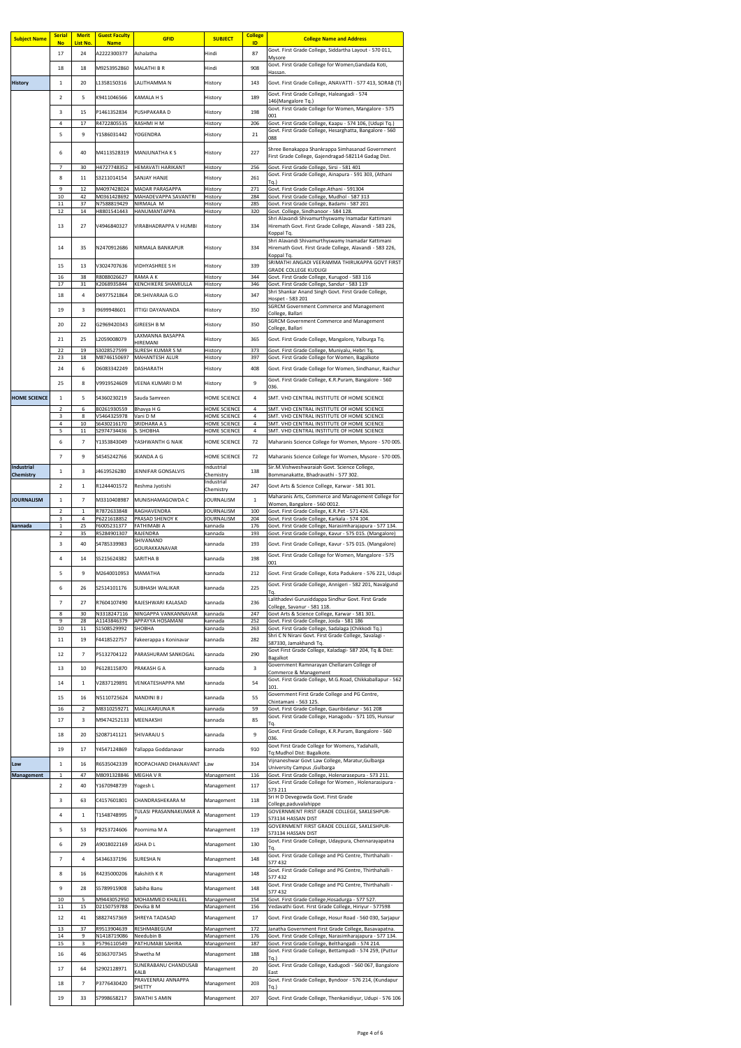| Subject Name | Serial No | Merit List No. | Guest Faculty Name | GFID | SUBJECT | College ID | College Name and Address |
|---|---|---|---|---|---|---|---|
| | 17 | 24 | A2222300377 | Ashalatha | Hindi | 87 | Govt. First Grade College, Siddartha Layout - 570 011, Mysore |
| | 18 | 18 | M9253952860 | MALATHI B R | Hindi | 908 | Govt. First Grade College for Women,Gandada Koti, Hassan. |
| History | 1 | 20 | L1358150316 | LALITHAMMA N | History | 143 | Govt. First Grade College, ANAVATTI - 577 413, SORAB (T) |
| | 2 | 5 | K9411046566 | KAMALA H S | History | 189 | Govt. First Grade College, Haleangadi - 574 146(Mangalore Tq.) |
| | 3 | 15 | P1461352834 | PUSHPAKARA D | History | 198 | Govt. First Grade College for Women, Mangalore - 575 001 |
| | 4 | 17 | R4722805535 | RASHMI H M | History | 206 | Govt. First Grade College, Kaapu - 574 106, (Udupi Tq.) |
| | 5 | 9 | Y1586031442 | YOGENDRA | History | 21 | Govt. First Grade College, Hesarghatta, Bangalore - 560 088 |
| | 6 | 40 | M4113528319 | MANJUNATHA K S | History | 227 | Shree Benakappa Shankrappa Simhasanad Government First Grade College, Gajendragad-582114 Gadag Dist. |
| | 7 | 30 | H4727748352 | HEMAVATI HARIKANT | History | 256 | Govt. First Grade College, Sirsi - 581 401 |
| | 8 | 11 | S3211014154 | SANJAY HANJE | History | 261 | Govt. First Grade College, Ainapura - 591 303, (Athani Tq.) |
| | 9 | 12 | M4097428024 | MADAR PARASAPPA | History | 271 | Govt. First Grade College.Athani - 591304 |
| | 10 | 42 | M0361428692 | MAHADEVAPPA SAVANTRI | History | 284 | Govt. First Grade College, Mudhol - 587 313 |
| | 11 | 37 | N7588819429 | NIRMALA M | History | 285 | Govt. First Grade College, Badami - 587 201 |
| | 12 | 14 | H8801541443 | HANUMANTAPPA | History | 320 | Govt. College, Sindhanoor - 584 128. |
| | 13 | 27 | V4946840327 | VIRABHADRAPPA V HUMBI | History | 334 | Shri Alavandi Shivamurthyswamy Inamadar Kattimani Hiremath Govt. First Grade College, Alavandi - 583 226, Koppal Tq. |
| | 14 | 35 | N2470912686 | NIRMALA BANKAPUR | History | 334 | Shri Alavandi Shivamurthyswamy Inamadar Kattimani Hiremath Govt. First Grade College, Alavandi - 583 226, Koppal Tq. |
| | 15 | 13 | V3024707636 | VIDHYASHREE S H | History | 339 | SRIMATHI ANGADI VEERAMMA THIRUKAPPA GOVT FIRST GRADE COLLEGE KUDLIGI |
| | 16 | 38 | R8088026627 | RAMA A K | History | 344 | Govt. First Grade College, Kurugod - 583 116 |
| | 17 | 31 | K2068935844 | KENCHIKERE SHAMIULLA | History | 346 | Govt. First Grade College, Sandur - 583 119 |
| | 18 | 4 | D4977521864 | DR.SHIVARAJA G.O | History | 347 | Shri Shankar Anand Singh Govt. First Grade College, Hospet - 583 201 |
| | 19 | 3 | I9699948601 | ITTIGI DAYANANDA | History | 350 | SGRCM Government Commerce and Management College, Ballari |
| | 20 | 22 | G2969420343 | GIREESH B M | History | 350 | SGRCM Government Commerce and Management College, Ballari |
| | 21 | 25 | L2059008079 | LAXMANNA BASAPPA HIREMANI | History | 365 | Govt. First Grade College, Mangalore, Yalburga Tq. |
| | 22 | 19 | S3028527599 | SURESH KUMAR S M | History | 373 | Govt. First Grade College, Muniyalu, Hebri Tq. |
| | 23 | 18 | M8746150697 | MAHANTESH ALUR | History | 397 | Govt. First Grade College for Women, Bagalkote |
| | 24 | 6 | D6083342249 | DASHARATH | History | 408 | Govt. First Grade College for Women, Sindhanur, Raichur |
| | 25 | 8 | V9919524609 | VEENA KUMARI D M | History | 9 | Govt. First Grade College, K.R.Puram, Bangalore - 560 036. |
| HOME SCIENCE | 1 | 5 | S4360230219 | Sauda Samreen | HOME SCIENCE | 4 | SMT. VHD CENTRAL INSTITUTE OF HOME SCIENCE |
| | 2 | 6 | B0261930559 | Bhavya H G | HOME SCIENCE | 4 | SMT. VHD CENTRAL INSTITUTE OF HOME SCIENCE |
| | 3 | 8 | V5464325978 | Vani D M | HOME SCIENCE | 4 | SMT. VHD CENTRAL INSTITUTE OF HOME SCIENCE |
| | 4 | 10 | S6430216170 | SRIDHARA A S | HOME SCIENCE | 4 | SMT. VHD CENTRAL INSTITUTE OF HOME SCIENCE |
| | 5 | 11 | S2974734436 | S. SHOBHA | HOME SCIENCE | 4 | SMT. VHD CENTRAL INSTITUTE OF HOME SCIENCE |
| | 6 | 7 | Y1353843049 | YASHWANTH G NAIK | HOME SCIENCE | 72 | Maharanis Science College for Women, Mysore - 570 005. |
| | 7 | 9 | S4545242766 | SKANDA A G | HOME SCIENCE | 72 | Maharanis Science College for Women, Mysore - 570 005. |
| Industrial Chemistry | 1 | 3 | J4619526280 | JENNIFAR GONSALVIS | Industrial Chemistry | 138 | Sir.M.Vishweshwaraiah Govt. Science College, Bommanakatte, Bhadravathi - 577 302. |
| | 2 | 1 | R1244401572 | Reshma Jyotishi | Industrial Chemistry | 247 | Govt Arts & Science College, Karwar - 581 301. |
| JOURNALISM | 1 | 7 | M3310408987 | MUNISHAMAGOWDA C | JOURNALISM | 1 | Maharanis Arts, Commerce and Management College for Women, Bangalore - 560 0012. |
| | 2 | 1 | R7872633848 | RAGHAVENDRA | JOURNALISM | 100 | Govt. First Grade College, K.R.Pet - 571 426. |
| | 3 | 4 | P6221618852 | PRASAD SHENOY K | JOURNALISM | 204 | Govt. First Grade College, Karkala - 574 104. |
| kannada | 1 | 25 | F6005231377 | FATHIMABI A | kannada | 176 | Govt. First Grade College, Narasimharajapura - 577 134. |
| | 2 | 35 | R5284901307 | RAJENDRA | kannada | 193 | Govt. First Grade College, Kavur - 575 015. (Mangalore) |
| | 3 | 40 | S4785339983 | SHIVANAND GOURAKKANAVAR | kannada | 193 | Govt. First Grade College, Kavur - 575 015. (Mangalore) |
| | 4 | 14 | S5215624382 | SARITHA B | kannada | 198 | Govt. First Grade College for Women, Mangalore - 575 001 |
| | 5 | 9 | M2640010953 | MAMATHA | kannada | 212 | Govt. First Grade College, Kota Padukere - 576 221, Udupi |
| | 6 | 26 | S2514101176 | SUBHASH WALIKAR | kannada | 225 | Govt. First Grade College, Annigeri - 582 201, Navalgund Tq. |
| | 7 | 27 | R7604107490 | RAJESHWARI KALASAD | kannada | 236 | Lalithadevi Gurusiddappa Sindhur Govt. First Grade College, Savanur - 581 118. |
| | 8 | 30 | N3318247116 | NINGAPPA VANKANNAVAR | kannada | 247 | Govt Arts & Science College, Karwar - 581 301. |
| | 9 | 28 | A1143846379 | APPAYYA HOSAMANI | kannada | 252 | Govt. First Grade College, Joida - 581 186 |
| | 10 | 11 | S1508529992 | SHOBHA | kannada | 263 | Govt. First Grade College, Sadalaga (Chikkodi Tq.) |
| | 11 | 19 | F4418522757 | Fakeerappa s Koninavar | kannada | 282 | Shri C N Nirani Govt. First Grade College, Savalagi - 587330, Jamakhandi Tq. |
| | 12 | 7 | P5132704122 | PARASHURAM SANKOGAL | kannada | 290 | Govt First Grade College, Kaladagi- 587 204, Tq & Dist: Bagalkot |
| | 13 | 10 | P6128115870 | PRAKASH G A | kannada | 3 | Government Ramnarayan Chellaram College of Commerce & Management |
| | 14 | 1 | V2837129891 | VENKATESHAPPA NM | kannada | 54 | Govt. First Grade College, M.G.Road, Chikkaballapur - 562 101. |
| | 15 | 16 | N5110725624 | NANDINI B J | kannada | 55 | Government First Grade College and PG Centre, Chintamani - 563 125. |
| | 16 | 2 | M8310259271 | MALLIKARJUNA R | kannada | 59 | Govt. First Grade College, Gauribidanur - 561 208 |
| | 17 | 3 | M9474252133 | MEENAKSHI | kannada | 85 | Govt. First Grade College, Hanagodu - 571 105, Hunsur Tq. |
| | 18 | 20 | S2087141121 | SHIVARAJU S | kannada | 9 | Govt. First Grade College, K.R.Puram, Bangalore - 560 036. |
| | 19 | 17 | Y4547124869 | Yallappa Goddanavar | kannada | 910 | Govt First Grade College for Womens, Yadahalli, Tq:Mudhol Dist: Bagalkote. |
| Law | 1 | 16 | R6535042339 | ROOPACHAND DHANAVANT | Law | 314 | Vijnaneshwar Govt Law College, Maratur,Gulbarga University Campus ,Gulbarga |
| Management | 1 | 47 | M8091328846 | MEGHA V R | Management | 116 | Govt. First Grade College, Holenarasepura - 573 211. |
| | 2 | 40 | Y1670948739 | Yogesh L | Management | 117 | Govt. First Grade College for Women , Holenarasipura - 573 211 |
| | 3 | 63 | C4157601801 | CHANDRASHEKARA M | Management | 118 | Sri H D Devegowda Govt. First Grade College,paduvalahippe |
| | 4 | 1 | T1548748995 | TULASI PRASANNAKUMAR A P | Management | 119 | GOVERNMENT FIRST GRADE COLLEGE, SAKLESHPUR-573134 HASSAN DIST |
| | 5 | 53 | P8253724606 | Poornima M A | Management | 119 | GOVERNMENT FIRST GRADE COLLEGE, SAKLESHPUR-573134 HASSAN DIST |
| | 6 | 29 | A9018022169 | ASHA D L | Management | 130 | Govt. First Grade College, Udaypura, Chennarayapatna Tq. |
| | 7 | 4 | S4346337196 | SURESHA N | Management | 148 | Govt. First Grade College and PG Centre, Thirthahalli - 577 432 |
| | 8 | 16 | R4235000206 | Rakshith K R | Management | 148 | Govt. First Grade College and PG Centre, Thirthahalli - 577 432 |
| | 9 | 28 | S5789915908 | Sabiha Banu | Management | 148 | Govt. First Grade College and PG Centre, Thirthahalli - 577 432 |
| | 10 | 5 | M9443052950 | MOHAMMED KHALEEL | Management | 154 | Govt. First Grade College,Hosadurga - 577 527. |
| | 11 | 15 | D2150759788 | Devika B M | Management | 156 | Vedavathi Govt. First Grade College, Hiriyur - 577598 |
| | 12 | 41 | S8827457369 | SHREYA TADASAD | Management | 17 | Govt. First Grade College, Hosur Road - 560 030, Sarjapur |
| | 13 | 37 | R9513904639 | RESHMABEGUM | Management | 172 | Janatha Government First Grade College, Basavapatna. |
| | 14 | 9 | N1418719086 | Needubin B | Management | 176 | Govt. First Grade College, Narasimharajapura - 577 134. |
| | 15 | 3 | P5796110549 | PATHUMABI SAHIRA | Management | 187 | Govt. First Grade College, Belthangadi - 574 214. |
| | 16 | 46 | S0363707345 | Shwetha M | Management | 188 | Govt. First Grade College, Bettampadi - 574 259, (Puttur Tq.) |
| | 17 | 64 | S2902128971 | SUNERABANU CHANDUSAB KALB | Management | 20 | Govt. First Grade College, Kadugodi - 560 067, Bangalore East |
| | 18 | 7 | P3776430420 | PRAVEENRAJ ANNAPPA SHETTY | Management | 203 | Govt. First Grade College, Byndoor - 576 214, (Kundapur Tq.) |
| | 19 | 33 | S7998658217 | SWATHI S AMIN | Management | 207 | Govt. First Grade College, Thenkanidiyur, Udupi - 576 106 |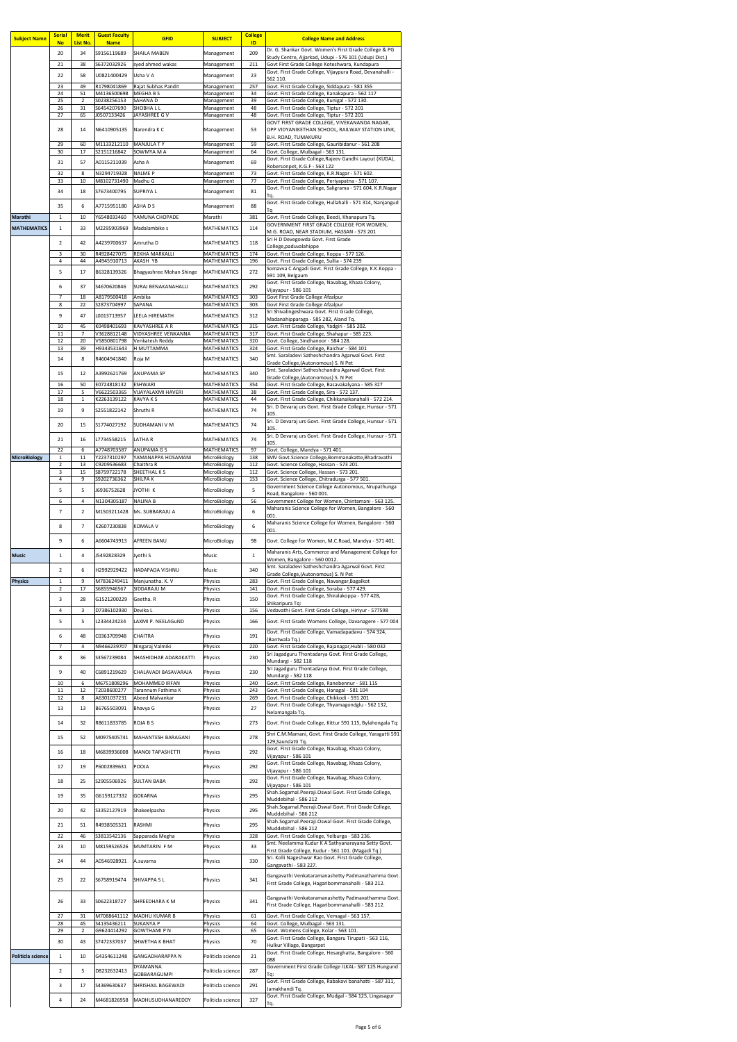| Subject Name | Serial No | Merit List No. | Guest Faculty Name | GFID | SUBJECT | College ID | College Name and Address |
|---|---|---|---|---|---|---|---|
| | 20 | 34 | S9156119689 | SHAILA MABEN | Management | 209 | Dr. G. Shankar Govt. Women's First Grade College & PG Study Centre, Ajjarkad, Udupi - 576 101 (Udupi Dist.) |
| | 21 | 38 | S6372032926 | syed ahmed wakas | Management | 211 | Govt First Grade College Koteshwara, Kundapura |
| | 22 | 58 | U0821400429 | Usha V A | Management | 23 | Govt. First Grade College, Vijaypura Road, Devanahalli - 562 110. |
| | 23 | 49 | R1798041869 | Rajat Subhas Pandit | Management | 257 | Govt. First Grade College, Siddapura - 581 355 |
| | 24 | 51 | M4136500698 | MEGHA B S | Management | 34 | Govt. First Grade College, Kanakapura - 562 117 |
| | 25 | 2 | S0238256153 | SAHANA D | Management | 39 | Govt. First Grade College, Kunigal - 572 130. |
| | 26 | 31 | S6454207690 | SHOBHA L L | Management | 48 | Govt. First Grade College, Tiptur - 572 201 |
| | 27 | 65 | J0507133426 | JAYASHREE G V | Management | 48 | Govt. First Grade College, Tiptur - 572 201 |
| | 28 | 14 | N6410905135 | Narendra K C | Management | 53 | GOVT FIRST GRADE COLLEGE, VIVEKANANDA NAGAR, OPP VIDYANIKETHAN SCHOOL, RAILWAY STATION LINK, B.H. ROAD, TUMAKURU |
| | 29 | 60 | M1133212110 | MANJULA T Y | Management | 59 | Govt. First Grade College, Gauribidanur - 561 208 |
| | 30 | 17 | S2151216842 | SOWMYA M A | Management | 64 | Govt. College, Mulbagal - 563 131. |
| | 31 | 57 | A0115211039 | Asha A | Management | 69 | Govt. First Grade College,Rajeev Gandhi Layout (KUDA), Robersonpet, K.G.F - 563 122 |
| | 32 | 8 | N3294719328 | NALME P | Management | 73 | Govt. First Grade College, K.R.Nagar - 571 602. |
| | 33 | 10 | M8102731490 | Madhu G | Management | 77 | Govt. First Grade College, Periyapatna - 571 107. |
| | 34 | 18 | S7673400795 | SUPRIYA L | Management | 81 | Govt. First Grade College, Saligrama - 571 604, K.R.Nagar Tq. |
| | 35 | 6 | A7715951180 | ASHA D S | Management | 88 | Govt. First Grade College, Hullahalli - 571 314, Nanjangud Tq |
| Marathi | 1 | 10 | Y6548033460 | YAMUNA CHOPADE | Marathi | 381 | Govt. First Grade College, Beedi, Khanapura Tq. |
| MATHEMATICS | 1 | 33 | M2295903969 | Madalambike s | MATHEMATICS | 114 | GOVERNMENT FIRST GRADE COLLEGE FOR WOMEN, M.G. ROAD, NEAR STADIUM, HASSAN - 573 201 |
| | 2 | 42 | A4239700637 | Amrutha D | MATHEMATICS | 118 | Sri H D Devegowda Govt. First Grade College,paduvalahippe |
| | 3 | 30 | R4928427075 | REKHA MARKALLI | MATHEMATICS | 174 | Govt. First Grade College, Koppa - 577 126. |
| | 4 | 44 | A4945910713 | AKASH YB | MATHEMATICS | 196 | Govt. First Grade College, Sullia - 574 239 |
| | 5 | 17 | B6328139326 | Bhagyashree Mohan Shinge | MATHEMATICS | 272 | Somavva C Angadi Govt. First Grade College, K.K.Koppa - 591 109, Belgaum |
| | 6 | 37 | S4670620846 | SURAJ BENAKANAHALLI | MATHEMATICS | 292 | Govt. First Grade College, Navabag, Khaza Colony, Vijayapur - 586 101 |
| | 7 | 18 | A8179500418 | Ambika | MATHEMATICS | 303 | Govt First Grade College Afzalpur |
| | 8 | 22 | S2873704997 | SAPANA | MATHEMATICS | 303 | Govt First Grade College Afzalpur |
| | 9 | 47 | L0013713957 | LEELA HIREMATH | MATHEMATICS | 312 | Sri Shivalingeshwara Govt. First Grade College, Madanahipparaga - 585 282, Aland Tq. |
| | 10 | 45 | K0498401693 | KAVYASHREE A R | MATHEMATICS | 315 | Govt. First Grade College, Yadgiri - 585 202. |
| | 11 | 7 | V3628812148 | VIDYASHREE VENKANNA | MATHEMATICS | 317 | Govt. First Grade College, Shahapur - 585 223. |
| | 12 | 20 | V5850801798 | Venkatesh Reddy | MATHEMATICS | 320 | Govt. College, Sindhanoor - 584 128. |
| | 13 | 39 | H9343531643 | H MUTTAMMA | MATHEMATICS | 324 | Govt. First Grade College, Raichur - 584 101 |
| | 14 | 8 | R4604941840 | Roja M | MATHEMATICS | 340 | Smt. Saraladevi Satheshchandra Agarwal Govt. First Grade College,(Autonomous) S. N Pet |
| | 15 | 12 | A3992621769 | ANUPAMA SP | MATHEMATICS | 340 | Smt. Saraladevi Satheshchandra Agarwal Govt. First Grade College,(Autonomous) S. N Pet |
| | 16 | 50 | E0724818132 | ESHWARI | MATHEMATICS | 354 | Govt. First Grade College, Basavakalyana - 585 327 |
| | 17 | 5 | V6622503365 | VIJAYALAXMI HAVERI | MATHEMATICS | 38 | Govt. First Grade College, Sira - 572 137. |
| | 18 | 1 | K2263139122 | KAVYA K S | MATHEMATICS | 44 | Govt. First Grade College, Chikkanaikanahalli - 572 214. |
| | 19 | 9 | S2551822142 | Shruthi R | MATHEMATICS | 74 | Sri. D Devaraj urs Govt. First Grade College, Hunsur - 571 105. |
| | 20 | 15 | S1774027192 | SUDHAMANI V M | MATHEMATICS | 74 | Sri. D Devaraj urs Govt. First Grade College, Hunsur - 571 105. |
| | 21 | 16 | L7734558215 | LATHA R | MATHEMATICS | 74 | Sri. D Devaraj urs Govt. First Grade College, Hunsur - 571 105. |
| | 22 | 6 | A7748703587 | ANUPAMA G S | MATHEMATICS | 97 | Govt. College, Mandya - 571 401. |
| MicroBiology | 1 | 11 | Y2237310297 | YAMANAPPA HOSAMANI | MicroBiology | 138 | SMV Govt.Science College,Bommanakatte,Bhadravathi |
| | 2 | 13 | C9209536683 | Chaithra R | MicroBiology | 112 | Govt. Science College, Hassan - 573 201. |
| | 3 | 15 | S8759722178 | SHEETHAL K S | MicroBiology | 112 | Govt. Science College, Hassan - 573 201. |
| | 4 | 9 | S9202736362 | SHILPA K | MicroBiology | 153 | Govt. Science College, Chitradurga - 577 501. |
| | 5 | 5 | J6936752628 | JYOTHI K | MicroBiology | 5 | Government Science College Autonomous, Nrupathunga Road, Bangalore - 560 001. |
| | 6 | 4 | N1304305187 | NALINA B | MicroBiology | 56 | Government College for Women, Chintamani - 563 125. |
| | 7 | 2 | M1503211428 | Ms. SUBBARAJU A | MicroBiology | 6 | Maharanis Science College for Women, Bangalore - 560 001. |
| | 8 | 7 | K2607230838 | KOMALA V | MicroBiology | 6 | Maharanis Science College for Women, Bangalore - 560 001. |
| | 9 | 6 | A6604743913 | AFREEN BANU | MicroBiology | 98 | Govt. College for Women, M.C.Road, Mandya - 571 401. |
| Music | 1 | 4 | J5492828329 | Jyothi S | Music | 1 | Maharanis Arts, Commerce and Management College for Women, Bangalore - 560 0012. |
| | 2 | 6 | H2992929422 | HADAPADA VISHNU | Music | 340 | Smt. Saraladevi Satheshchandra Agarwal Govt. First Grade College,(Autonomous) S. N Pet |
| Physics | 1 | 9 | M7836249411 | Manjunatha. K. V | Physics | 283 | Govt. First Grade College, Navangar,Bagalkot |
| | 2 | 17 | S6855946567 | SIDDARAJU M | Physics | 141 | Govt. First Grade College, Soraba - 577 429. |
| | 3 | 28 | G1521200229 | Geetha. R | Physics | 150 | Govt. First Grade College, Shiralakoppa - 577 428, Shikaripura Tq: |
| | 4 | 3 | D7386102930 | Devika L | Physics | 156 | Vedavathi Govt. First Grade College, Hiriyur - 577598 |
| | 5 | 5 | L2334424234 | LAXMI P. NEELAGuND | Physics | 166 | Govt. First Grade Womens College, Davanagere - 577 004 |
| | 6 | 48 | C0363709948 | CHAITRA | Physics | 191 | Govt. First Grade College, Vamadapadavu - 574 324, (Bantwala Tq.) |
| | 7 | 4 | N9466239707 | Ningaraj Valmiki | Physics | 220 | Govt. First Grade College, Rajanagar,Hubli - 580 032 |
| | 8 | 36 | S3567239084 | SHASHIDHAR ADARAKATTI | Physics | 230 | Sri Jagadguru Thontadarya Govt. First Grade College, Mundargi - 582 118 |
| | 9 | 40 | C6891219629 | CHALAVADI BASAVARAJA | Physics | 230 | Sri Jagadguru Thontadarya Govt. First Grade College, Mundargi - 582 118 |
| | 10 | 6 | M6751808296 | MOHAMMED IRFAN | Physics | 240 | Govt. First Grade College, Ranebennur - 581 115 |
| | 11 | 12 | T2038600277 | Tarannum Fathima K | Physics | 243 | Govt. First Grade College, Hanagal - 581 104 |
| | 12 | 8 | A6301037231 | Abeed Malvankar | Physics | 269 | Govt. First Grade College, Chikkodi - 591 201 |
| | 13 | 13 | B6765503091 | Bhavya G | Physics | 27 | Govt. First Grade College, Thyamagondglu - 562 132, Nelamangala Tq. |
| | 14 | 32 | R8611833785 | ROJA B S | Physics | 273 | Govt. First Grade College, Kittur 591 115, Bylahongala Tq: |
| | 15 | 52 | M0975405741 | MAHANTESH BARAGANI | Physics | 278 | Shri C.M.Mamani, Govt. First Grade College, Yaragatti 591 129,Saundatti Tq. |
| | 16 | 18 | M6839936008 | MANOJ TAPASHETTI | Physics | 292 | Govt. First Grade College, Navabag, Khaza Colony, Vijayapur - 586 101 |
| | 17 | 19 | P6002839631 | POOJA | Physics | 292 | Govt. First Grade College, Navabag, Khaza Colony, Vijayapur - 586 101 |
| | 18 | 25 | S2905506926 | SULTAN BABA | Physics | 292 | Govt. First Grade College, Navabag, Khaza Colony, Vijayapur - 586 101 |
| | 19 | 35 | G6159127332 | GOKARNA | Physics | 295 | Shah.Sogamal.Peeraji.Oswal Govt. First Grade College, Muddebihal - 586 212 |
| | 20 | 42 | S3352127919 | Shakeelpasha | Physics | 295 | Shah.Sogamal.Peeraji.Oswal Govt. First Grade College, Muddebihal - 586 212 |
| | 21 | 51 | R4938505321 | RASHMI | Physics | 295 | Shah.Sogamal.Peeraji.Oswal Govt. First Grade College, Muddebihal - 586 212 |
| | 22 | 46 | S3813542136 | Sapparada Megha | Physics | 328 | Govt. First Grade College, Yelburga - 583 236. |
| | 23 | 10 | M8159526526 | MUMTARIN F M | Physics | 33 | Smt. Neelamma Kudur K A Sathyanarayana Setty Govt. First Grade College, Kudur - 561 101. (Magadi Tq.) |
| | 24 | 44 | A0546928921 | A.suvarna | Physics | 330 | Sri. Kolli Nageshwar Rao Govt. First Grade College, Gangavathi - 583 227. |
| | 25 | 22 | S6758919474 | SHIVAPPA S L | Physics | 341 | Gangavathi Venkataramanashetty Padmavathamma Govt. First Grade College, Hagaribommanahalli - 583 212. |
| | 26 | 33 | S0622318727 | SHREEDHARA K M | Physics | 341 | Gangavathi Venkataramanashetty Padmavathamma Govt. First Grade College, Hagaribommanahalli - 583 212. |
| | 27 | 31 | M7088641112 | MADHU KUMAR B | Physics | 61 | Govt. First Grade College, Vemagal - 563 157, |
| | 28 | 45 | S4135436211 | SUKANYA P | Physics | 64 | Govt. College, Mulbagal - 563 131. |
| | 29 | 2 | G9624414292 | GOWTHAMI P N | Physics | 65 | Govt. Womens College, Kolar - 563 101. |
| | 30 | 43 | S7472337037 | SHWETHA K BHAT | Physics | 70 | Govt. First Grade College, Bangaru Tirupati - 563 116, Hulkur Village, Bangarpet |
| Politicla science | 1 | 10 | G4354611248 | GANGADHARAPPA N | Politicla science | 21 | Govt. First Grade College, Hesarghatta, Bangalore - 560 088 |
| | 2 | 5 | D8232632413 | DYAMANNA GOBBARAGUMPI | Politicla science | 287 | Government First Grade College ILKAL- 587 125 Hungund Tq: |
| | 3 | 17 | S4369630637 | SHRISHAIL BAGEWADI | Politicla science | 291 | Govt. First Grade College, Rabakavi banahatti - 587 311, Jamakhandi Tq. |
| | 4 | 24 | M4681826958 | MADHUSUDHANAREDDY | Politicla science | 327 | Govt. First Grade College, Mudgal - 584 125, Lingasagur Tq. |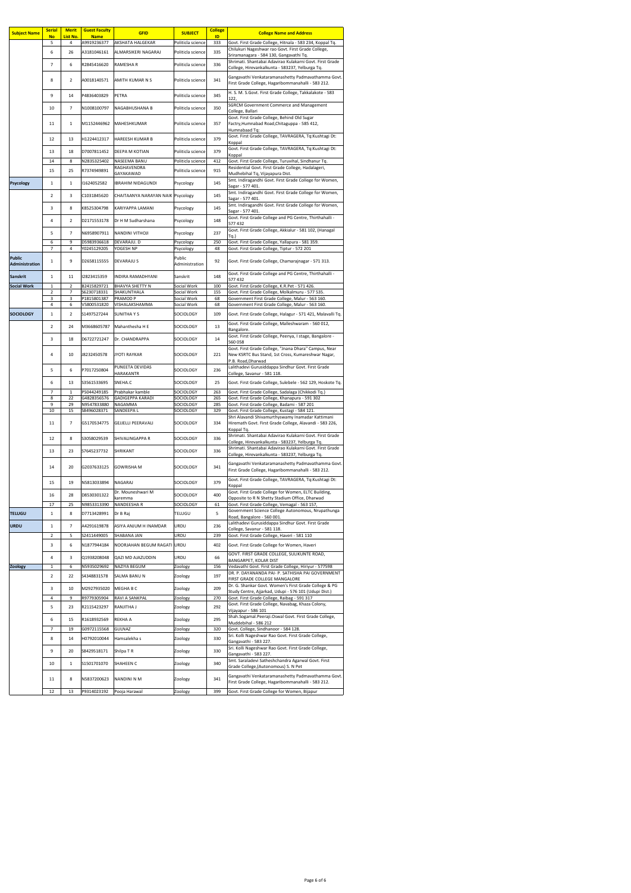| Subject Name | Serial No | Merit List No. | Guest Faculty Name | GFID | SUBJECT | College ID | College Name and Address |
|---|---|---|---|---|---|---|---|
| | 5 | 4 | A9919236377 | AKSHATA HALGEKAR | Politicla science | 333 | Govt. First Grade College, Hitnala - 583 234, Koppal Tq. |
| | 6 | 26 | A3181046161 | ALMARSIKERI NAGARAJ | Politicla science | 335 | Chilukuri Nageshwar rao Govt. First Grade College, Sriramanagara - 584 130, Gangavathi Tq. |
| | 7 | 6 | R2845416620 | RAMESHA R | Politicla science | 336 | Shrimati. Shantabai Adavirao Kulakarni Govt. First Grade College, Hirevankalkunta - 583237, Yelburga Tq. |
| | 8 | 2 | A0018140571 | AMITH KUMAR N S | Politicla science | 341 | Gangavathi Venkataramanashetty Padmavathamma Govt. First Grade College, Hagaribommanahalli - 583 212. |
| | 9 | 14 | P4836403829 | PETRA | Politicla science | 345 | H. S. M. S.Govt. First Grade College, Takkalakote - 583 122, |
| | 10 | 7 | N1008100797 | NAGABHUSHANA B | Politicla science | 350 | SGRCM Government Commerce and Management College, Ballari |
| | 11 | 1 | M1152446962 | MAHESHKUMAR | Politicla science | 357 | Govt. First Grade College, Behind Old Sugar Factry,Humnabad Road,Chitaguppa - 585 412, Humnabaad Tq: |
| | 12 | 13 | H1224412317 | HAREESH KUMAR B | Politicla science | 379 | Govt. First Grade College, TAVRAGERA, Tq:Kushtagi Dt: Koppal |
| | 13 | 18 | D7007811452 | DEEPA M KOTIAN | Politicla science | 379 | Govt. First Grade College, TAVRAGERA, Tq:Kushtagi Dt: Koppal |
| | 14 | 8 | N2835325402 | NASEEMA BANU | Politicla science | 412 | Govt. First Grade College, Turuvihal, Sindhanur Tq. |
| | 15 | 25 | R7374949891 | RAGHAVENDRA GAYAKAWAD | Politicla science | 915 | Residential Govt. First Grade College, Hadalageri, Mudhebihal Tq, Vijayapura Dist. |
| Psycology | 1 | 1 | I1624052582 | IBRAHIM NIDAGUNDI | Psycology | 145 | Smt. Indiragandhi Govt. First Grade College for Women, Sagar - 577 401. |
| | 2 | 3 | C1031845620 | CHAITAANYA NARAYAN NAIK | Psycology | 145 | Smt. Indiragandhi Govt. First Grade College for Women, Sagar - 577 401. |
| | 3 | 8 | K8525304798 | KARIYAPPA LAMANI | Psycology | 145 | Smt. Indiragandhi Govt. First Grade College for Women, Sagar - 577 401. |
| | 4 | 2 | D2171553178 | Dr H M Sudharshana | Psycology | 148 | Govt. First Grade College and PG Centre, Thirthahalli - 577 432 |
| | 5 | 7 | N6958907911 | NANDINI VITHOJI | Psycology | 237 | Govt. First Grade College, Akkialur - 581 102, (Hanagal Tq.) |
| | 6 | 9 | D5983936618 | DEVARAJU. D | Psycology | 250 | Govt. First Grade College, Yallapura - 581 359. |
| | 7 | 4 | Y0245129205 | YOGESH NP | Psycology | 48 | Govt. First Grade College, Tiptur - 572 201 |
| Public Administration | 1 | 9 | D2658115555 | DEVARAJU S | Public Administration | 92 | Govt. First Grade College, Chamarajnagar - 571 313. |
| Sanskrit | 1 | 11 | I2823415359 | INDIRA RAMADHYANI | Sanskrit | 148 | Govt. First Grade College and PG Centre, Thirthahalli - 577 432 |
| Social Work | 1 | 2 | B2415829721 | BHAVYA SHETTY N | Social Work | 100 | Govt. First Grade College, K.R.Pet - 571 426. |
| | 2 | 7 | S6230718331 | SHAKUNTHALA | Social Work | 155 | Govt. First Grade College, Molkalmuru - 577 535. |
| | 3 | 3 | P1815801387 | PRAMOD P | Social Work | 68 | Government First Grade College, Malur - 563 160. |
| | 4 | 6 | V5800531820 | VISHALAKSHAMMA | Social Work | 68 | Government First Grade College, Malur - 563 160. |
| SOCIOLOGY | 1 | 2 | S1497527244 | SUNITHA Y S | SOCIOLOGY | 109 | Govt. First Grade College, Halagur - 571 421, Malavalli Tq. |
| | 2 | 24 | M3668605787 | Mahanthesha H E | SOCIOLOGY | 13 | Govt. First Grade College, Malleshwaram - 560 012, Bangalore. |
| | 3 | 18 | D6722721247 | Dr. CHANDRAPPA | SOCIOLOGY | 14 | Govt. First Grade College, Peenya, I stage, Bangalore - 560 058 |
| | 4 | 10 | J8232450578 | JYOTI RAYKAR | SOCIOLOGY | 221 | Govt. First Grade College, "Jnana Dhara" Campus, Near New KSRTC Bus Stand, 1st Cross, Kumareshwar Nagar, P.B. Road,Dharwad |
| | 5 | 6 | P7017250804 | PUNEETA DEVIDAS HARAKANTR | SOCIOLOGY | 236 | Lalithadevi Gurusiddappa Sindhur Govt. First Grade College, Savanur - 581 118. |
| | 6 | 13 | S3561533695 | SNEHA.C | SOCIOLOGY | 25 | Govt. First Grade College, Sulebele - 562 129, Hoskote Tq. |
| | 7 | 1 | P5044249185 | Prabhakar kamble | SOCIOLOGY | 263 | Govt. First Grade College, Sadalaga (Chikkodi Tq.) |
| | 8 | 22 | G4828356576 | GADIGEPPA KARADI | SOCIOLOGY | 265 | Govt. First Grade College, Khanapura - 591 302 |
| | 9 | 29 | N9547833880 | NAGAMMA | SOCIOLOGY | 285 | Govt. First Grade College, Badami - 587 201 |
| | 10 | 15 | S8496028371 | SANDEEPA L | SOCIOLOGY | 329 | Govt. First Grade College, Kustagi - 584 121. |
| | 11 | 7 | G5170534775 | GEJJELLI PEERAVALI | SOCIOLOGY | 334 | Shri Alavandi Shivamurthyswamy Inamadar Kattimani Hiremath Govt. First Grade College, Alavandi - 583 226, Koppal Tq. |
| | 12 | 8 | S3058029539 | SHIVALINGAPPA R | SOCIOLOGY | 336 | Shrimati. Shantabai Adavirao Kulakarni Govt. First Grade College, Hirevankalkunta - 583237, Yelburga Tq. |
| | 13 | 23 | S7645237732 | SHRIKANT | SOCIOLOGY | 336 | Shrimati. Shantabai Adavirao Kulakarni Govt. First Grade College, Hirevankalkunta - 583237, Yelburga Tq. |
| | 14 | 20 | G2037633125 | GOWRISHA M | SOCIOLOGY | 341 | Gangavathi Venkataramanashetty Padmavathamma Govt. First Grade College, Hagaribommanahalli - 583 212. |
| | 15 | 19 | N5813033894 | NAGARAJ | SOCIOLOGY | 379 | Govt. First Grade College, TAVRAGERA, Tq:Kushtagi Dt: Koppal |
| | 16 | 28 | D8530301322 | Dr. Mouneshwari M karemma | SOCIOLOGY | 400 | Govt. First Grade College for Women, ELTC Building, Opposite to R N Shetty Stadium Office, Dharwad |
| | 17 | 25 | N9853313390 | NANDEESHA R | SOCIOLOGY | 61 | Govt. First Grade College, Vemagal - 563 157, |
| TELUGU | 1 | 8 | D7713428991 | Dr B Raj | TELUGU | 5 | Government Science College Autonomous, Nrupathunga Road, Bangalore - 560 001. |
| URDU | 1 | 7 | A4291619878 | ASIYA ANJUM H INAMDAR | URDU | 236 | Lalithadevi Gurusiddappa Sindhur Govt. First Grade College, Savanur - 581 118. |
| | 2 | 5 | S2411449005 | SHABANA JAN | URDU | 239 | Govt. First Grade College, Haveri - 581 110 |
| | 3 | 6 | N1877944184 | NOORJAHAN BEGUM RAGATI | URDU | 402 | Govt. First Grade College for Women, Haveri |
| | 4 | 3 | Q1938208048 | QAZI MD AJAZUDDIN | URDU | 66 | GOVT. FIRST GRADE COLLEGE, SULIKUNTE ROAD, BANGARPET, KOLAR DIST |
| Zoology | 1 | 6 | N5935029692 | NAZIYA BEGUM | Zoology | 156 | Vedavathi Govt. First Grade College, Hiriyur - 577598 |
| | 2 | 22 | S4348831578 | SALMA BANU N | Zoology | 197 | DR. P. DAYANANDA PAI- P. SATHISHA PAI GOVERNMENT FIRST GRADE COLLEGE MANGALORE |
| | 3 | 10 | M2927935020 | MEGHA B C | Zoology | 209 | Dr. G. Shankar Govt. Women's First Grade College & PG Study Centre, Ajjarkad, Udupi - 576 101 (Udupi Dist.) |
| | 4 | 9 | R9779305904 | RAVI A SANKPAL | Zoology | 270 | Govt. First Grade College, Raibag - 591 317 |
| | 5 | 23 | R2115423297 | RANJITHA J | Zoology | 292 | Govt. First Grade College, Navabag, Khaza Colony, Vijayapur - 586 101 |
| | 6 | 15 | R1618932569 | REKHA A | Zoology | 295 | Shah.Sogamal.Peeraji.Oswal Govt. First Grade College, Muddebihal - 586 212 |
| | 7 | 19 | G0972115568 | GULNAZ | Zoology | 320 | Govt. College, Sindhanoor - 584 128. |
| | 8 | 14 | H0792010044 | Hamsalekha s | Zoology | 330 | Sri. Kolli Nageshwar Rao Govt. First Grade College, Gangavathi - 583 227. |
| | 9 | 20 | S8429518171 | Shilpa T R | Zoology | 330 | Sri. Kolli Nageshwar Rao Govt. First Grade College, Gangavathi - 583 227. |
| | 10 | 1 | S1501701070 | SHAHEEN C | Zoology | 340 | Smt. Saraladevi Satheshchandra Agarwal Govt. First Grade College,(Autonomous) S. N Pet |
| | 11 | 8 | N5837200623 | NANDINI N M | Zoology | 341 | Gangavathi Venkataramanashetty Padmavathamma Govt. First Grade College, Hagaribommanahalli - 583 212. |
| | 12 | 13 | P9314023192 | Pooja Harawal | Zoology | 399 | Govt. First Grade College for Women, Bijapur |